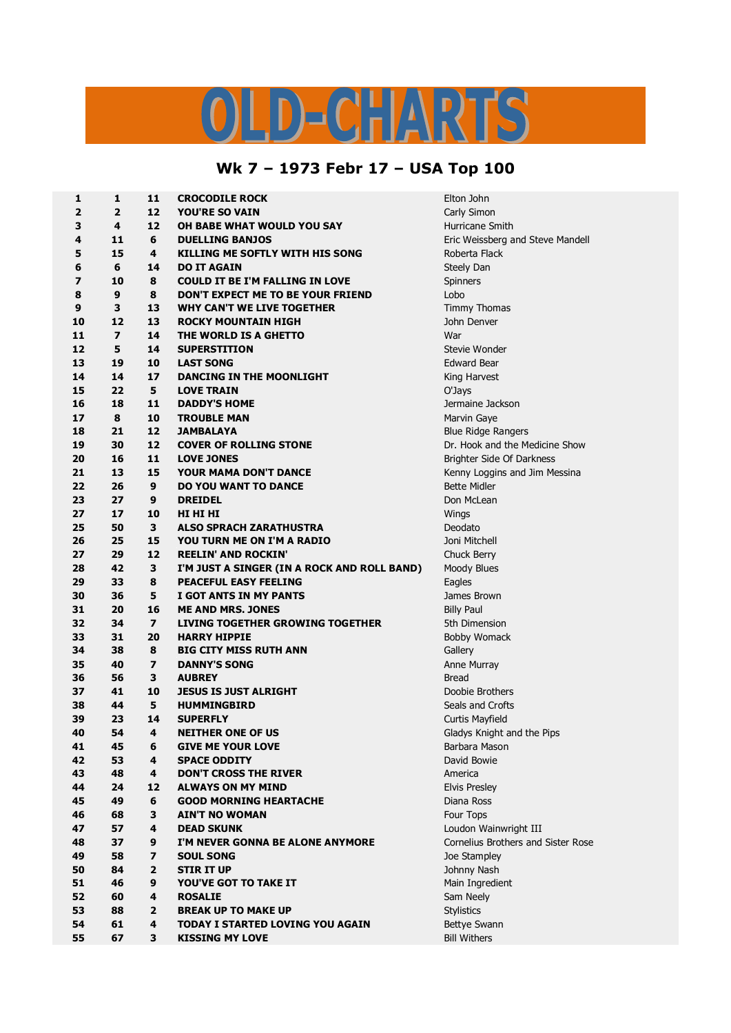# OLD-CHARTS

## Wk 7 – 1973 Febr 17 – USA Top 100

| | | | | |
|---|---|---|---|---|
| 1 | 1 | 11 | **CROCODILE ROCK** | Elton John |
| 2 | 2 | 12 | **YOU'RE SO VAIN** | Carly Simon |
| 3 | 4 | 12 | **OH BABE WHAT WOULD YOU SAY** | Hurricane Smith |
| 4 | 11 | 6 | **DUELLING BANJOS** | Eric Weissberg and Steve Mandell |
| 5 | 15 | 4 | **KILLING ME SOFTLY WITH HIS SONG** | Roberta Flack |
| 6 | 6 | 14 | **DO IT AGAIN** | Steely Dan |
| 7 | 10 | 8 | **COULD IT BE I'M FALLING IN LOVE** | Spinners |
| 8 | 9 | 8 | **DON'T EXPECT ME TO BE YOUR FRIEND** | Lobo |
| 9 | 3 | 13 | **WHY CAN'T WE LIVE TOGETHER** | Timmy Thomas |
| 10 | 12 | 13 | **ROCKY MOUNTAIN HIGH** | John Denver |
| 11 | 7 | 14 | **THE WORLD IS A GHETTO** | War |
| 12 | 5 | 14 | **SUPERSTITION** | Stevie Wonder |
| 13 | 19 | 10 | **LAST SONG** | Edward Bear |
| 14 | 14 | 17 | **DANCING IN THE MOONLIGHT** | King Harvest |
| 15 | 22 | 5 | **LOVE TRAIN** | O'Jays |
| 16 | 18 | 11 | **DADDY'S HOME** | Jermaine Jackson |
| 17 | 8 | 10 | **TROUBLE MAN** | Marvin Gaye |
| 18 | 21 | 12 | **JAMBALAYA** | Blue Ridge Rangers |
| 19 | 30 | 12 | **COVER OF ROLLING STONE** | Dr. Hook and the Medicine Show |
| 20 | 16 | 11 | **LOVE JONES** | Brighter Side Of Darkness |
| 21 | 13 | 15 | **YOUR MAMA DON'T DANCE** | Kenny Loggins and Jim Messina |
| 22 | 26 | 9 | **DO YOU WANT TO DANCE** | Bette Midler |
| 23 | 27 | 9 | **DREIDEL** | Don McLean |
| 27 | 17 | 10 | **HI HI HI** | Wings |
| 25 | 50 | 3 | **ALSO SPRACH ZARATHUSTRA** | Deodato |
| 26 | 25 | 15 | **YOU TURN ME ON I'M A RADIO** | Joni Mitchell |
| 27 | 29 | 12 | **REELIN' AND ROCKIN'** | Chuck Berry |
| 28 | 42 | 3 | **I'M JUST A SINGER (IN A ROCK AND ROLL BAND)** | Moody Blues |
| 29 | 33 | 8 | **PEACEFUL EASY FEELING** | Eagles |
| 30 | 36 | 5 | **I GOT ANTS IN MY PANTS** | James Brown |
| 31 | 20 | 16 | **ME AND MRS. JONES** | Billy Paul |
| 32 | 34 | 7 | **LIVING TOGETHER GROWING TOGETHER** | 5th Dimension |
| 33 | 31 | 20 | **HARRY HIPPIE** | Bobby Womack |
| 34 | 38 | 8 | **BIG CITY MISS RUTH ANN** | Gallery |
| 35 | 40 | 7 | **DANNY'S SONG** | Anne Murray |
| 36 | 56 | 3 | **AUBREY** | Bread |
| 37 | 41 | 10 | **JESUS IS JUST ALRIGHT** | Doobie Brothers |
| 38 | 44 | 5 | **HUMMINGBIRD** | Seals and Crofts |
| 39 | 23 | 14 | **SUPERFLY** | Curtis Mayfield |
| 40 | 54 | 4 | **NEITHER ONE OF US** | Gladys Knight and the Pips |
| 41 | 45 | 6 | **GIVE ME YOUR LOVE** | Barbara Mason |
| 42 | 53 | 4 | **SPACE ODDITY** | David Bowie |
| 43 | 48 | 4 | **DON'T CROSS THE RIVER** | America |
| 44 | 24 | 12 | **ALWAYS ON MY MIND** | Elvis Presley |
| 45 | 49 | 6 | **GOOD MORNING HEARTACHE** | Diana Ross |
| 46 | 68 | 3 | **AIN'T NO WOMAN** | Four Tops |
| 47 | 57 | 4 | **DEAD SKUNK** | Loudon Wainwright III |
| 48 | 37 | 9 | **I'M NEVER GONNA BE ALONE ANYMORE** | Cornelius Brothers and Sister Rose |
| 49 | 58 | 7 | **SOUL SONG** | Joe Stampley |
| 50 | 84 | 2 | **STIR IT UP** | Johnny Nash |
| 51 | 46 | 9 | **YOU'VE GOT TO TAKE IT** | Main Ingredient |
| 52 | 60 | 4 | **ROSALIE** | Sam Neely |
| 53 | 88 | 2 | **BREAK UP TO MAKE UP** | Stylistics |
| 54 | 61 | 4 | **TODAY I STARTED LOVING YOU AGAIN** | Bettye Swann |
| 55 | 67 | 3 | **KISSING MY LOVE** | Bill Withers |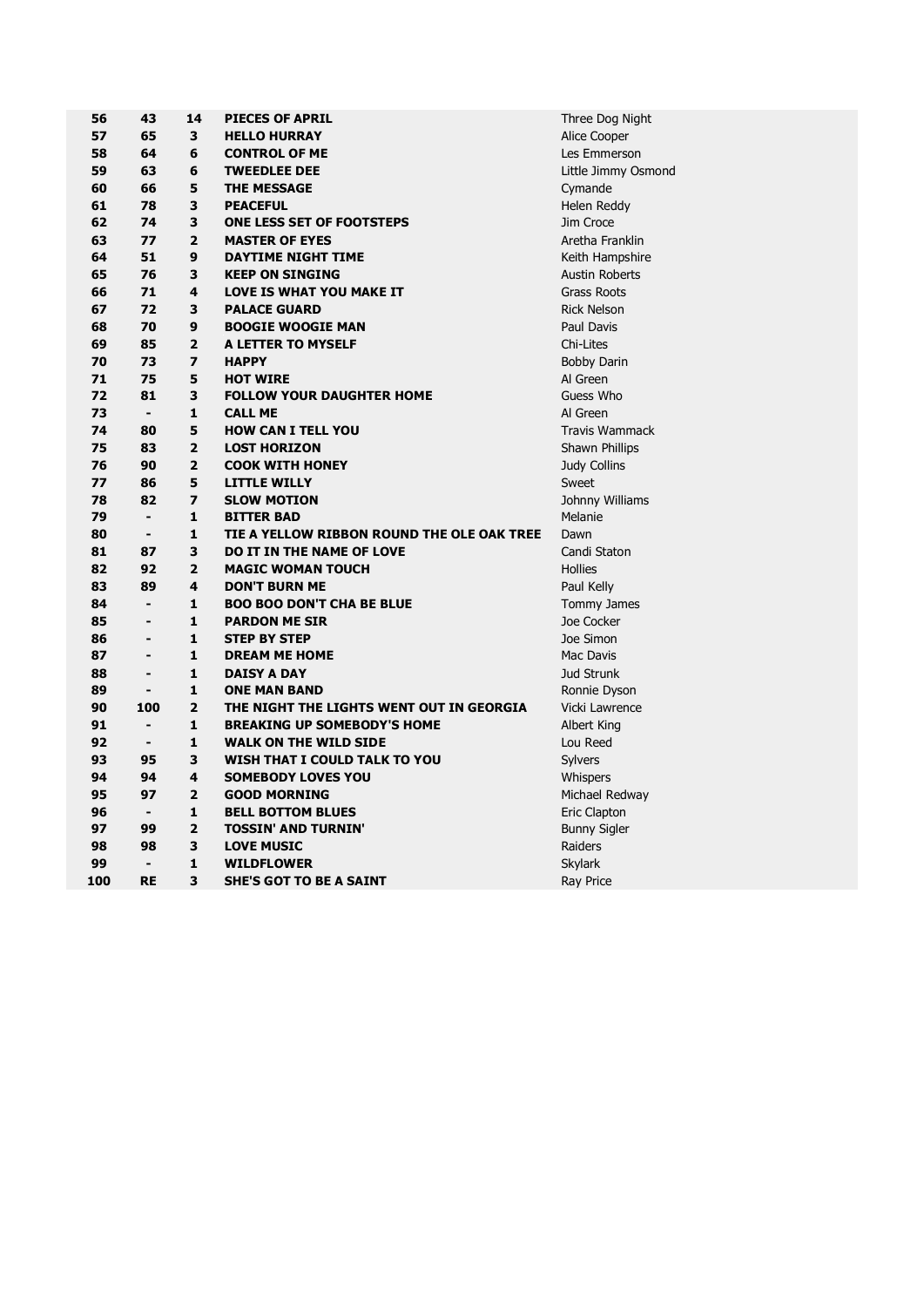| | | | | |
|---|---|---|---|---|
| **56** | **43** | **14** | **PIECES OF APRIL** | Three Dog Night |
| **57** | **65** | **3** | **HELLO HURRAY** | Alice Cooper |
| **58** | **64** | **6** | **CONTROL OF ME** | Les Emmerson |
| **59** | **63** | **6** | **TWEEDLEE DEE** | Little Jimmy Osmond |
| **60** | **66** | **5** | **THE MESSAGE** | Cymande |
| **61** | **78** | **3** | **PEACEFUL** | Helen Reddy |
| **62** | **74** | **3** | **ONE LESS SET OF FOOTSTEPS** | Jim Croce |
| **63** | **77** | **2** | **MASTER OF EYES** | Aretha Franklin |
| **64** | **51** | **9** | **DAYTIME NIGHT TIME** | Keith Hampshire |
| **65** | **76** | **3** | **KEEP ON SINGING** | Austin Roberts |
| **66** | **71** | **4** | **LOVE IS WHAT YOU MAKE IT** | Grass Roots |
| **67** | **72** | **3** | **PALACE GUARD** | Rick Nelson |
| **68** | **70** | **9** | **BOOGIE WOOGIE MAN** | Paul Davis |
| **69** | **85** | **2** | **A LETTER TO MYSELF** | Chi-Lites |
| **70** | **73** | **7** | **HAPPY** | Bobby Darin |
| **71** | **75** | **5** | **HOT WIRE** | Al Green |
| **72** | **81** | **3** | **FOLLOW YOUR DAUGHTER HOME** | Guess Who |
| **73** | **-** | **1** | **CALL ME** | Al Green |
| **74** | **80** | **5** | **HOW CAN I TELL YOU** | Travis Wammack |
| **75** | **83** | **2** | **LOST HORIZON** | Shawn Phillips |
| **76** | **90** | **2** | **COOK WITH HONEY** | Judy Collins |
| **77** | **86** | **5** | **LITTLE WILLY** | Sweet |
| **78** | **82** | **7** | **SLOW MOTION** | Johnny Williams |
| **79** | **-** | **1** | **BITTER BAD** | Melanie |
| **80** | **-** | **1** | **TIE A YELLOW RIBBON ROUND THE OLE OAK TREE** | Dawn |
| **81** | **87** | **3** | **DO IT IN THE NAME OF LOVE** | Candi Staton |
| **82** | **92** | **2** | **MAGIC WOMAN TOUCH** | Hollies |
| **83** | **89** | **4** | **DON'T BURN ME** | Paul Kelly |
| **84** | **-** | **1** | **BOO BOO DON'T CHA BE BLUE** | Tommy James |
| **85** | **-** | **1** | **PARDON ME SIR** | Joe Cocker |
| **86** | **-** | **1** | **STEP BY STEP** | Joe Simon |
| **87** | **-** | **1** | **DREAM ME HOME** | Mac Davis |
| **88** | **-** | **1** | **DAISY A DAY** | Jud Strunk |
| **89** | **-** | **1** | **ONE MAN BAND** | Ronnie Dyson |
| **90** | **100** | **2** | **THE NIGHT THE LIGHTS WENT OUT IN GEORGIA** | Vicki Lawrence |
| **91** | **-** | **1** | **BREAKING UP SOMEBODY'S HOME** | Albert King |
| **92** | **-** | **1** | **WALK ON THE WILD SIDE** | Lou Reed |
| **93** | **95** | **3** | **WISH THAT I COULD TALK TO YOU** | Sylvers |
| **94** | **94** | **4** | **SOMEBODY LOVES YOU** | Whispers |
| **95** | **97** | **2** | **GOOD MORNING** | Michael Redway |
| **96** | **-** | **1** | **BELL BOTTOM BLUES** | Eric Clapton |
| **97** | **99** | **2** | **TOSSIN' AND TURNIN'** | Bunny Sigler |
| **98** | **98** | **3** | **LOVE MUSIC** | Raiders |
| **99** | **-** | **1** | **WILDFLOWER** | Skylark |
| **100** | **RE** | **3** | **SHE'S GOT TO BE A SAINT** | Ray Price |